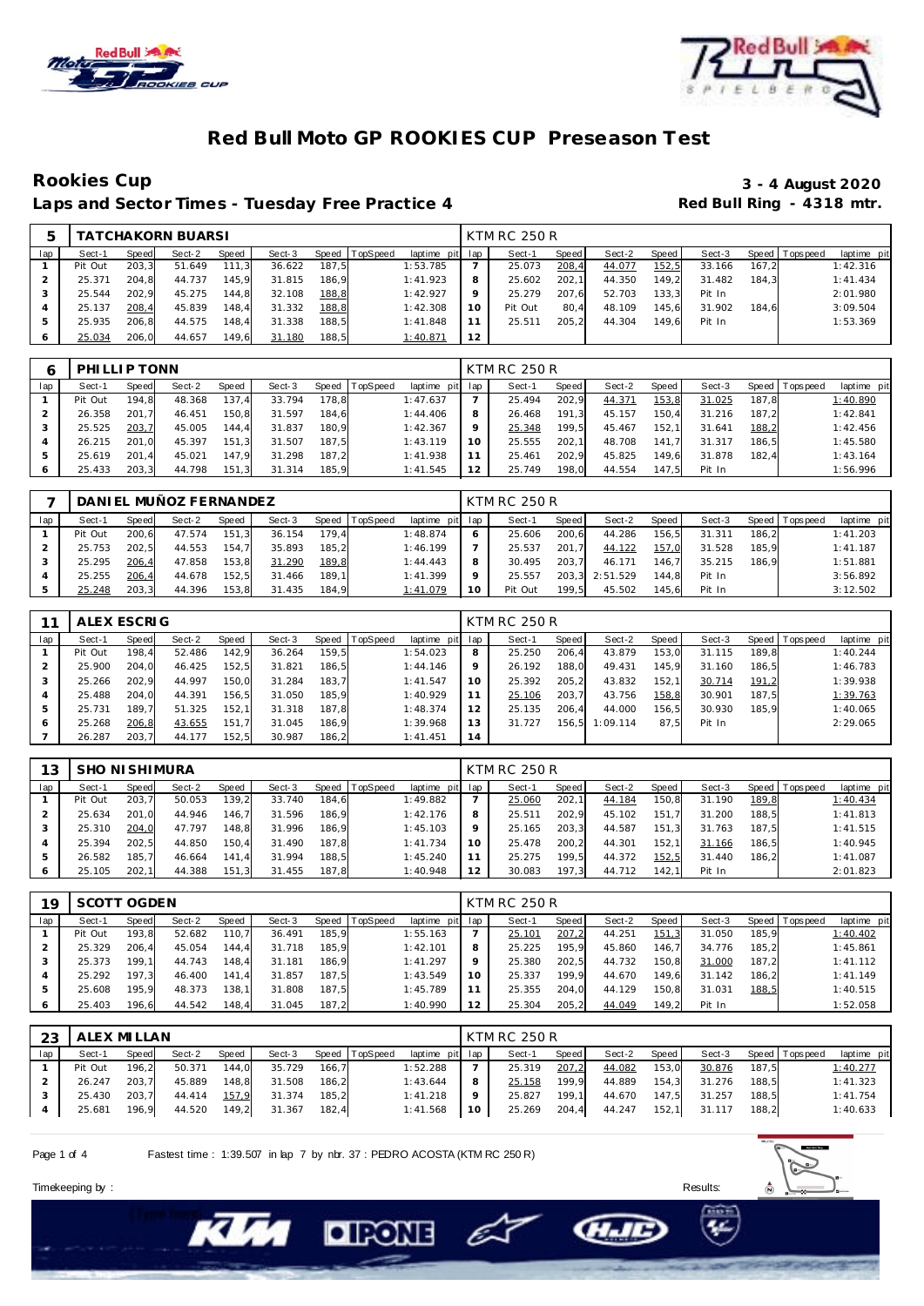# Red Bull Moto GP ROOKIES CUP Preseason Test

## Rookies Cup

**3 - 4 August 2020**

**Laps and Sector Times - Tuesday Free Practice 4**

**Red Bull Ring - 4318 mtr.**

| 5 | TATCHAKORN BUARSI | | | | | | | | KTM RC 250 R | | | | | | | | |
|---|---|---|---|---|---|---|---|---|---|---|---|---|---|---|---|---|---|
| lap | Sect-1 | Speed | Sect-2 | Speed | Sect-3 | Speed | TopSpeed | laptime pit | lap | Sect-1 | Speed | Sect-2 | Speed | Sect-3 | Speed | Topspeed | laptime pit |
| 1 | Pit Out | 203,3 | 51.649 | 111,3 | 36.622 | 187,5 | | 1:53.785 | 7 | 25.073 | 208,4 | 44.077 | 152,5 | 33.166 | 167,2 | | 1:42.316 |
| 2 | 25.371 | 204,8 | 44.737 | 145,9 | 31.815 | 186,9 | | 1:41.923 | 8 | 25.602 | 202,1 | 44.350 | 149,2 | 31.482 | 184,3 | | 1:41.434 |
| 3 | 25.544 | 202,9 | 45.275 | 144,8 | 32.108 | 188,8 | | 1:42.927 | 9 | 25.279 | 207,6 | 52.703 | 133,3 | Pit In | | | 2:01.980 |
| 4 | 25.137 | 208,4 | 45.839 | 148,4 | 31.332 | 188,8 | | 1:42.308 | 10 | Pit Out | 80,4 | 48.109 | 145,6 | 31.902 | 184,6 | | 3:09.504 |
| 5 | 25.935 | 206,8 | 44.575 | 148,4 | 31.338 | 188,5 | | 1:41.848 | 11 | 25.511 | 205,2 | 44.304 | 149,6 | Pit In | | | 1:53.369 |
| 6 | 25.034 | 206,0 | 44.657 | 149,6 | 31.180 | 188,5 | | 1:40.871 | 12 | | | | | | | | |

| 6 | PHILLIP TONN | | | | | | | | KTM RC 250 R | | | | | | | | |
|---|---|---|---|---|---|---|---|---|---|---|---|---|---|---|---|---|---|
| lap | Sect-1 | Speed | Sect-2 | Speed | Sect-3 | Speed | TopSpeed | laptime pit | lap | Sect-1 | Speed | Sect-2 | Speed | Sect-3 | Speed | Topspeed | laptime pit |
| 1 | Pit Out | 194,8 | 48.368 | 137,4 | 33.794 | 178,8 | | 1:47.637 | 7 | 25.494 | 202,9 | 44.371 | 153,8 | 31.025 | 187,8 | | 1:40.890 |
| 2 | 26.358 | 201,7 | 46.451 | 150,8 | 31.597 | 184,6 | | 1:44.406 | 8 | 26.468 | 191,3 | 45.157 | 150,4 | 31.216 | 187,2 | | 1:42.841 |
| 3 | 25.525 | 203,7 | 45.005 | 144,4 | 31.837 | 180,9 | | 1:42.367 | 9 | 25.348 | 199,5 | 45.467 | 152,1 | 31.641 | 188,2 | | 1:42.456 |
| 4 | 26.215 | 201,0 | 45.397 | 151,3 | 31.507 | 187,5 | | 1:43.119 | 10 | 25.555 | 202,1 | 48.708 | 141,7 | 31.317 | 186,5 | | 1:45.580 |
| 5 | 25.619 | 201,4 | 45.021 | 147,9 | 31.298 | 187,2 | | 1:41.938 | 11 | 25.461 | 202,9 | 45.825 | 149,6 | 31.878 | 182,4 | | 1:43.164 |
| 6 | 25.433 | 203,3 | 44.798 | 151,3 | 31.314 | 185,9 | | 1:41.545 | 12 | 25.749 | 198,0 | 44.554 | 147,5 | Pit In | | | 1:56.996 |

| 7 | DANIEL MUÑOZ FERNANDEZ | | | | | | | | KTM RC 250 R | | | | | | | | |
|---|---|---|---|---|---|---|---|---|---|---|---|---|---|---|---|---|---|
| lap | Sect-1 | Speed | Sect-2 | Speed | Sect-3 | Speed | TopSpeed | laptime pit | lap | Sect-1 | Speed | Sect-2 | Speed | Sect-3 | Speed | Topspeed | laptime pit |
| 1 | Pit Out | 200,6 | 47.574 | 151,3 | 36.154 | 179,4 | | 1:48.874 | 6 | 25.606 | 200,6 | 44.286 | 156,5 | 31.311 | 186,2 | | 1:41.203 |
| 2 | 25.753 | 202,5 | 44.553 | 154,7 | 35.893 | 185,2 | | 1:46.199 | 7 | 25.537 | 201,7 | 44.122 | 157,0 | 31.528 | 185,9 | | 1:41.187 |
| 3 | 25.295 | 206,4 | 47.858 | 153,8 | 31.290 | 189,8 | | 1:44.443 | 8 | 30.495 | 203,7 | 46.171 | 146,7 | 35.215 | 186,9 | | 1:51.881 |
| 4 | 25.255 | 206,4 | 44.678 | 152,5 | 31.466 | 189,1 | | 1:41.399 | 9 | 25.557 | 203,3 | 2:51.529 | 144,8 | Pit In | | | 3:56.892 |
| 5 | 25.248 | 203,3 | 44.396 | 153,8 | 31.435 | 184,9 | | 1:41.079 | 10 | Pit Out | 199,5 | 45.502 | 145,6 | Pit In | | | 3:12.502 |

| 11 | ALEX ESCRIG | | | | | | | | KTM RC 250 R | | | | | | | | |
|---|---|---|---|---|---|---|---|---|---|---|---|---|---|---|---|---|---|
| lap | Sect-1 | Speed | Sect-2 | Speed | Sect-3 | Speed | TopSpeed | laptime pit | lap | Sect-1 | Speed | Sect-2 | Speed | Sect-3 | Speed | Topspeed | laptime pit |
| 1 | Pit Out | 198,4 | 52.486 | 142,9 | 36.264 | 159,5 | | 1:54.023 | 8 | 25.250 | 206,4 | 43.879 | 153,0 | 31.115 | 189,8 | | 1:40.244 |
| 2 | 25.900 | 204,0 | 46.425 | 152,5 | 31.821 | 186,5 | | 1:44.146 | 9 | 26.192 | 188,0 | 49.431 | 145,9 | 31.160 | 186,5 | | 1:46.783 |
| 3 | 25.266 | 202,9 | 44.997 | 150,0 | 31.284 | 183,7 | | 1:41.547 | 10 | 25.392 | 205,2 | 43.832 | 152,1 | 30.714 | 191,2 | | 1:39.938 |
| 4 | 25.488 | 204,0 | 44.391 | 156,5 | 31.050 | 185,9 | | 1:40.929 | 11 | 25.106 | 203,7 | 43.756 | 158,8 | 30.901 | 187,5 | | 1:39.763 |
| 5 | 25.731 | 189,7 | 51.325 | 152,1 | 31.318 | 187,8 | | 1:48.374 | 12 | 25.135 | 206,4 | 44.000 | 156,5 | 30.930 | 185,9 | | 1:40.065 |
| 6 | 25.268 | 206,8 | 43.655 | 151,7 | 31.045 | 186,9 | | 1:39.968 | 13 | 31.727 | 156,5 | 1:09.114 | 87,5 | Pit In | | | 2:29.065 |
| 7 | 26.287 | 203,7 | 44.177 | 152,5 | 30.987 | 186,2 | | 1:41.451 | 14 | | | | | | | | |

| 13 | SHO NISHIMURA | | | | | | | | KTM RC 250 R | | | | | | | | |
|---|---|---|---|---|---|---|---|---|---|---|---|---|---|---|---|---|---|
| lap | Sect-1 | Speed | Sect-2 | Speed | Sect-3 | Speed | TopSpeed | laptime pit | lap | Sect-1 | Speed | Sect-2 | Speed | Sect-3 | Speed | Topspeed | laptime pit |
| 1 | Pit Out | 203,7 | 50.053 | 139,2 | 33.740 | 184,6 | | 1:49.882 | 7 | 25.060 | 202,1 | 44.184 | 150,8 | 31.190 | 189,8 | | 1:40.434 |
| 2 | 25.634 | 201,0 | 44.946 | 146,7 | 31.596 | 186,9 | | 1:42.176 | 8 | 25.511 | 202,9 | 45.102 | 151,7 | 31.200 | 188,5 | | 1:41.813 |
| 3 | 25.310 | 204,0 | 47.797 | 148,8 | 31.996 | 186,9 | | 1:45.103 | 9 | 25.165 | 203,3 | 44.587 | 151,3 | 31.763 | 187,5 | | 1:41.515 |
| 4 | 25.394 | 202,5 | 44.850 | 150,4 | 31.490 | 187,8 | | 1:41.734 | 10 | 25.478 | 200,2 | 44.301 | 152,1 | 31.166 | 186,5 | | 1:40.945 |
| 5 | 26.582 | 185,7 | 46.664 | 141,4 | 31.994 | 188,5 | | 1:45.240 | 11 | 25.275 | 199,5 | 44.372 | 152,5 | 31.440 | 186,2 | | 1:41.087 |
| 6 | 25.105 | 202,1 | 44.388 | 151,3 | 31.455 | 187,8 | | 1:40.948 | 12 | 30.083 | 197,3 | 44.712 | 142,1 | Pit In | | | 2:01.823 |

| 19 | SCOTT OGDEN | | | | | | | | KTM RC 250 R | | | | | | | | |
|---|---|---|---|---|---|---|---|---|---|---|---|---|---|---|---|---|---|
| lap | Sect-1 | Speed | Sect-2 | Speed | Sect-3 | Speed | TopSpeed | laptime pit | lap | Sect-1 | Speed | Sect-2 | Speed | Sect-3 | Speed | Topspeed | laptime pit |
| 1 | Pit Out | 193,8 | 52.682 | 110,7 | 36.491 | 185,9 | | 1:55.163 | 7 | 25.101 | 207,2 | 44.251 | 151,3 | 31.050 | 185,9 | | 1:40.402 |
| 2 | 25.329 | 206,4 | 45.054 | 144,4 | 31.718 | 185,9 | | 1:42.101 | 8 | 25.225 | 195,9 | 45.860 | 146,7 | 34.776 | 185,2 | | 1:45.861 |
| 3 | 25.373 | 199,1 | 44.743 | 148,4 | 31.181 | 186,9 | | 1:41.297 | 9 | 25.380 | 202,5 | 44.732 | 150,8 | 31.000 | 187,2 | | 1:41.112 |
| 4 | 25.292 | 197,3 | 46.400 | 141,4 | 31.857 | 187,5 | | 1:43.549 | 10 | 25.337 | 199,9 | 44.670 | 149,6 | 31.142 | 186,2 | | 1:41.149 |
| 5 | 25.608 | 195,9 | 48.373 | 138,1 | 31.808 | 187,5 | | 1:45.789 | 11 | 25.355 | 204,0 | 44.129 | 150,8 | 31.031 | 188,5 | | 1:40.515 |
| 6 | 25.403 | 196,6 | 44.542 | 148,4 | 31.045 | 187,2 | | 1:40.990 | 12 | 25.304 | 205,2 | 44.049 | 149,2 | Pit In | | | 1:52.058 |

| 23 | ALEX MILLAN | | | | | | | | KTM RC 250 R | | | | | | | | |
|---|---|---|---|---|---|---|---|---|---|---|---|---|---|---|---|---|---|
| lap | Sect-1 | Speed | Sect-2 | Speed | Sect-3 | Speed | TopSpeed | laptime pit | lap | Sect-1 | Speed | Sect-2 | Speed | Sect-3 | Speed | Topspeed | laptime pit |
| 1 | Pit Out | 196,2 | 50.371 | 144,0 | 35.729 | 166,7 | | 1:52.288 | 7 | 25.319 | 207,2 | 44.082 | 153,0 | 30.876 | 187,5 | | 1:40.277 |
| 2 | 26.247 | 203,7 | 45.889 | 148,8 | 31.508 | 186,2 | | 1:43.644 | 8 | 25.158 | 199,9 | 44.889 | 154,3 | 31.276 | 188,5 | | 1:41.323 |
| 3 | 25.430 | 203,7 | 44.414 | 157,9 | 31.374 | 185,2 | | 1:41.218 | 9 | 25.827 | 199,1 | 44.670 | 147,5 | 31.257 | 188,5 | | 1:41.754 |
| 4 | 25.681 | 196,9 | 44.520 | 149,2 | 31.367 | 182,4 | | 1:41.568 | 10 | 25.269 | 204,4 | 44.247 | 152,1 | 31.117 | 188,2 | | 1:40.633 |

Fastest time : 1:39.507 in lap 7 by nbr. 37 : PEDRO ACOSTA (KTM RC 250 R)

Timekeeping by : Results: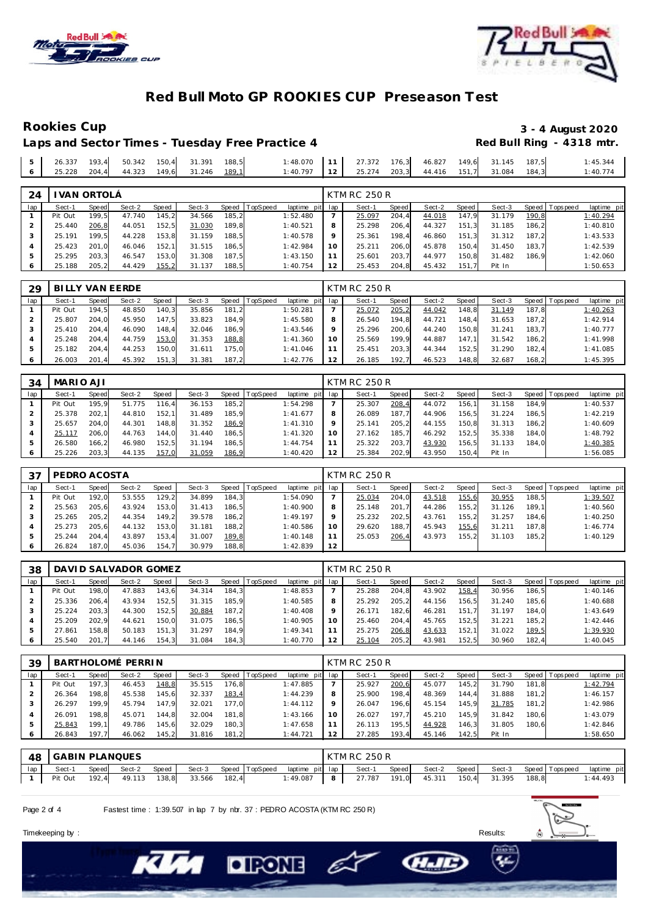# Red Bull Moto GP ROOKIES CUP Preseason Test

## Rookies Cup

**3 - 4 August 2020**

### Laps and Sector Times - Tuesday Free Practice 4

**Red Bull Ring - 4318 mtr.**

| | | | | | | | | | | | | | | | | | | | |
|---|---|---|---|---|---|---|---|---|---|---|---|---|---|---|---|---|---|---|---|
| 5 | 26.337 | 193,4 | 50.342 | 150,4 | 31.391 | 188,5 | | 1:48.070 | 11 | 27.372 | 176,3 | 46.827 | 149,6 | 31.145 | 187,5 | | 1:45.344 |
| 6 | 25.228 | 204,4 | 44.323 | 149,6 | 31.246 | 189,1 | | 1:40.797 | 12 | 25.274 | 203,3 | 44.416 | 151,7 | 31.084 | 184,3 | | 1:40.774 |

**24 IVAN ORTOLÁ** — KTM RC 250 R

| lap | Sect-1 | Speed | Sect-2 | Speed | Sect-3 | Speed | TopSpeed | laptime pit | lap | Sect-1 | Speed | Sect-2 | Speed | Sect-3 | Speed | Topspeed | laptime pit |
|---|---|---|---|---|---|---|---|---|---|---|---|---|---|---|---|---|---|
| 1 | Pit Out | 199,5 | 47.740 | 145,2 | 34.566 | 185,2 | | 1:52.480 | 7 | 25.097 | 204,4 | 44.018 | 147,9 | 31.179 | 190,8 | | 1:40.294 |
| 2 | 25.440 | 206,8 | 44.051 | 152,5 | 31.030 | 189,8 | | 1:40.521 | 8 | 25.298 | 206,4 | 44.327 | 151,3 | 31.185 | 186,2 | | 1:40.810 |
| 3 | 25.191 | 199,5 | 44.228 | 153,8 | 31.159 | 188,5 | | 1:40.578 | 9 | 25.361 | 198,4 | 46.860 | 151,3 | 31.312 | 187,2 | | 1:43.533 |
| 4 | 25.423 | 201,0 | 46.046 | 152,1 | 31.515 | 186,5 | | 1:42.984 | 10 | 25.211 | 206,0 | 45.878 | 150,4 | 31.450 | 183,7 | | 1:42.539 |
| 5 | 25.295 | 203,3 | 46.547 | 153,0 | 31.308 | 187,5 | | 1:43.150 | 11 | 25.601 | 203,7 | 44.977 | 150,8 | 31.482 | 186,9 | | 1:42.060 |
| 6 | 25.188 | 205,2 | 44.429 | 155,2 | 31.137 | 188,5 | | 1:40.754 | 12 | 25.453 | 204,8 | 45.432 | 151,7 | Pit In | | | 1:50.653 |

**29 BILLY VAN EERDE** — KTM RC 250 R

| lap | Sect-1 | Speed | Sect-2 | Speed | Sect-3 | Speed | TopSpeed | laptime pit | lap | Sect-1 | Speed | Sect-2 | Speed | Sect-3 | Speed | Topspeed | laptime pit |
|---|---|---|---|---|---|---|---|---|---|---|---|---|---|---|---|---|---|
| 1 | Pit Out | 194,5 | 48.850 | 140,3 | 35.856 | 181,2 | | 1:50.281 | 7 | 25.072 | 205,2 | 44.042 | 148,8 | 31.149 | 187,8 | | 1:40.263 |
| 2 | 25.807 | 204,0 | 45.950 | 147,5 | 33.823 | 184,9 | | 1:45.580 | 8 | 26.540 | 194,8 | 44.721 | 148,4 | 31.653 | 187,2 | | 1:42.914 |
| 3 | 25.410 | 204,4 | 46.090 | 148,4 | 32.046 | 186,9 | | 1:43.546 | 9 | 25.296 | 200,6 | 44.240 | 150,8 | 31.241 | 183,7 | | 1:40.777 |
| 4 | 25.248 | 204,4 | 44.759 | 153,0 | 31.353 | 188,8 | | 1:41.360 | 10 | 25.569 | 199,9 | 44.887 | 147,1 | 31.542 | 186,2 | | 1:41.998 |
| 5 | 25.182 | 204,4 | 44.253 | 150,0 | 31.611 | 175,0 | | 1:41.046 | 11 | 25.451 | 203,3 | 44.344 | 152,5 | 31.290 | 182,4 | | 1:41.085 |
| 6 | 26.003 | 201,4 | 45.392 | 151,3 | 31.381 | 187,2 | | 1:42.776 | 12 | 26.185 | 192,7 | 46.523 | 148,8 | 32.687 | 168,2 | | 1:45.395 |

**34 MARIO AJI** — KTM RC 250 R

| lap | Sect-1 | Speed | Sect-2 | Speed | Sect-3 | Speed | TopSpeed | laptime pit | lap | Sect-1 | Speed | Sect-2 | Speed | Sect-3 | Speed | Topspeed | laptime pit |
|---|---|---|---|---|---|---|---|---|---|---|---|---|---|---|---|---|---|
| 1 | Pit Out | 195,9 | 51.775 | 116,4 | 36.153 | 185,2 | | 1:54.298 | 7 | 25.307 | 208,4 | 44.072 | 156,1 | 31.158 | 184,9 | | 1:40.537 |
| 2 | 25.378 | 202,1 | 44.810 | 152,1 | 31.489 | 185,9 | | 1:41.677 | 8 | 26.089 | 187,7 | 44.906 | 156,5 | 31.224 | 186,5 | | 1:42.219 |
| 3 | 25.657 | 204,0 | 44.301 | 148,8 | 31.352 | 186,9 | | 1:41.310 | 9 | 25.141 | 205,2 | 44.155 | 150,8 | 31.313 | 186,2 | | 1:40.609 |
| 4 | 25.117 | 206,0 | 44.763 | 144,0 | 31.440 | 186,5 | | 1:41.320 | 10 | 27.162 | 185,7 | 46.292 | 152,5 | 35.338 | 184,0 | | 1:48.792 |
| 5 | 26.580 | 166,2 | 46.980 | 152,5 | 31.194 | 186,5 | | 1:44.754 | 11 | 25.322 | 203,7 | 43.930 | 156,5 | 31.133 | 184,0 | | 1:40.385 |
| 6 | 25.226 | 203,3 | 44.135 | 157,0 | 31.059 | 186,9 | | 1:40.420 | 12 | 25.384 | 202,9 | 43.950 | 150,4 | Pit In | | | 1:56.085 |

**37 PEDRO ACOSTA** — KTM RC 250 R

| lap | Sect-1 | Speed | Sect-2 | Speed | Sect-3 | Speed | TopSpeed | laptime pit | lap | Sect-1 | Speed | Sect-2 | Speed | Sect-3 | Speed | Topspeed | laptime pit |
|---|---|---|---|---|---|---|---|---|---|---|---|---|---|---|---|---|---|
| 1 | Pit Out | 192,0 | 53.555 | 129,2 | 34.899 | 184,3 | | 1:54.090 | 7 | 25.034 | 204,0 | 43.518 | 155,6 | 30.955 | 188,5 | | 1:39.507 |
| 2 | 25.563 | 205,6 | 43.924 | 153,0 | 31.413 | 186,5 | | 1:40.900 | 8 | 25.148 | 201,7 | 44.286 | 155,2 | 31.126 | 189,1 | | 1:40.560 |
| 3 | 25.265 | 205,2 | 44.354 | 149,2 | 39.578 | 186,2 | | 1:49.197 | 9 | 25.232 | 202,5 | 43.761 | 155,2 | 31.257 | 184,6 | | 1:40.250 |
| 4 | 25.273 | 205,6 | 44.132 | 153,0 | 31.181 | 188,2 | | 1:40.586 | 10 | 29.620 | 188,7 | 45.943 | 155,6 | 31.211 | 187,8 | | 1:46.774 |
| 5 | 25.244 | 204,4 | 43.897 | 153,4 | 31.007 | 189,8 | | 1:40.148 | 11 | 25.053 | 206,4 | 43.973 | 155,2 | 31.103 | 185,2 | | 1:40.129 |
| 6 | 26.824 | 187,0 | 45.036 | 154,7 | 30.979 | 188,8 | | 1:42.839 | 12 | | | | | | | | |

**38 DAVID SALVADOR GOMEZ** — KTM RC 250 R

| lap | Sect-1 | Speed | Sect-2 | Speed | Sect-3 | Speed | TopSpeed | laptime pit | lap | Sect-1 | Speed | Sect-2 | Speed | Sect-3 | Speed | Topspeed | laptime pit |
|---|---|---|---|---|---|---|---|---|---|---|---|---|---|---|---|---|---|
| 1 | Pit Out | 198,0 | 47.883 | 143,6 | 34.314 | 184,3 | | 1:48.853 | 7 | 25.288 | 204,8 | 43.902 | 158,4 | 30.956 | 186,5 | | 1:40.146 |
| 2 | 25.336 | 206,4 | 43.934 | 152,5 | 31.315 | 185,9 | | 1:40.585 | 8 | 25.292 | 205,2 | 44.156 | 156,5 | 31.240 | 185,6 | | 1:40.688 |
| 3 | 25.224 | 203,3 | 44.300 | 152,5 | 30.884 | 187,2 | | 1:40.408 | 9 | 26.171 | 182,6 | 46.281 | 151,7 | 31.197 | 184,0 | | 1:43.649 |
| 4 | 25.209 | 202,9 | 44.621 | 150,0 | 31.075 | 186,5 | | 1:40.905 | 10 | 25.460 | 204,4 | 45.765 | 152,5 | 31.221 | 185,2 | | 1:42.446 |
| 5 | 27.861 | 158,8 | 50.183 | 151,3 | 31.297 | 184,9 | | 1:49.341 | 11 | 25.275 | 206,8 | 43.633 | 152,1 | 31.022 | 189,5 | | 1:39.930 |
| 6 | 25.540 | 201,7 | 44.146 | 154,3 | 31.084 | 184,3 | | 1:40.770 | 12 | 25.104 | 205,2 | 43.981 | 152,5 | 30.960 | 182,4 | | 1:40.045 |

**39 BARTHOLOMÉ PERRIN** — KTM RC 250 R

| lap | Sect-1 | Speed | Sect-2 | Speed | Sect-3 | Speed | TopSpeed | laptime pit | lap | Sect-1 | Speed | Sect-2 | Speed | Sect-3 | Speed | Topspeed | laptime pit |
|---|---|---|---|---|---|---|---|---|---|---|---|---|---|---|---|---|---|
| 1 | Pit Out | 197,3 | 46.453 | 148,8 | 35.515 | 176,8 | | 1:47.885 | 7 | 25.927 | 200,6 | 45.077 | 145,2 | 31.790 | 181,8 | | 1:42.794 |
| 2 | 26.364 | 198,8 | 45.538 | 145,6 | 32.337 | 183,4 | | 1:44.239 | 8 | 25.900 | 198,4 | 48.369 | 144,4 | 31.888 | 181,2 | | 1:46.157 |
| 3 | 26.297 | 199,9 | 45.794 | 147,9 | 32.021 | 177,0 | | 1:44.112 | 9 | 26.047 | 196,6 | 45.154 | 145,9 | 31.785 | 181,2 | | 1:42.986 |
| 4 | 26.091 | 198,8 | 45.071 | 144,8 | 32.004 | 181,8 | | 1:43.166 | 10 | 26.027 | 197,7 | 45.210 | 145,9 | 31.842 | 180,6 | | 1:43.079 |
| 5 | 25.843 | 199,1 | 49.786 | 145,6 | 32.029 | 180,3 | | 1:47.658 | 11 | 26.113 | 195,5 | 44.928 | 146,3 | 31.805 | 180,6 | | 1:42.846 |
| 6 | 26.843 | 197,7 | 46.062 | 145,2 | 31.816 | 181,2 | | 1:44.721 | 12 | 27.285 | 193,4 | 45.146 | 142,5 | Pit In | | | 1:58.650 |

**48 GABIN PLANQUES** — KTM RC 250 R

| lap | Sect-1 | Speed | Sect-2 | Speed | Sect-3 | Speed | TopSpeed | laptime pit | lap | Sect-1 | Speed | Sect-2 | Speed | Sect-3 | Speed | Topspeed | laptime pit |
|---|---|---|---|---|---|---|---|---|---|---|---|---|---|---|---|---|---|
| 1 | Pit Out | 192,4 | 49.113 | 138,8 | 33.566 | 182,4 | | 1:49.087 | 8 | 27.787 | 191,0 | 45.311 | 150,4 | 31.395 | 188,8 | | 1:44.493 |

Fastest time : 1:39.507 in lap 7 by nbr. 37 : PEDRO ACOSTA (KTM RC 250 R)

Timekeeping by :

Results: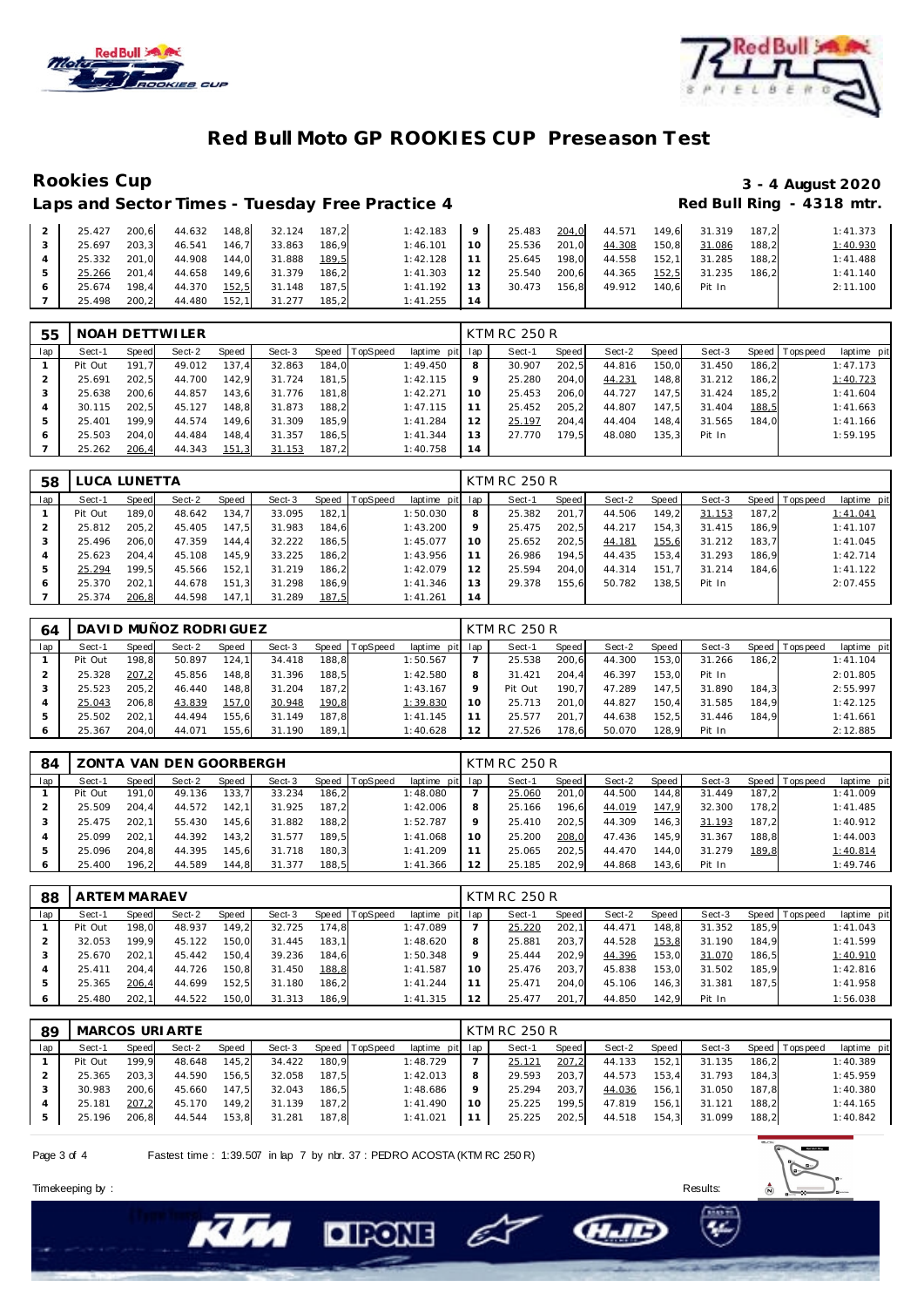# Red Bull Moto GP ROOKIES CUP Preseason Test

## Rookies Cup

**3 - 4 August 2020**

### Laps and Sector Times - Tuesday Free Practice 4

**Red Bull Ring - 4318 mtr.**

| lap | Sect-1 | Speed | Sect-2 | Speed | Sect-3 | Speed | TopSpeed | laptime pit | lap | Sect-1 | Speed | Sect-2 | Speed | Sect-3 | Speed | Topspeed | laptime pit |
|---|---|---|---|---|---|---|---|---|---|---|---|---|---|---|---|---|---|
| 2 | 25.427 | 200,6 | 44.632 | 148,8 | 32.124 | 187,2 | | 1:42.183 | 9 | 25.483 | 204,0 | 44.571 | 149,6 | 31.319 | 187,2 | | 1:41.373 |
| 3 | 25.697 | 203,3 | 46.541 | 146,7 | 33.863 | 186,9 | | 1:46.101 | 10 | 25.536 | 201,0 | 44.308 | 150,8 | 31.086 | 188,2 | | 1:40.930 |
| 4 | 25.332 | 201,0 | 44.908 | 144,0 | 31.888 | 189,5 | | 1:42.128 | 11 | 25.645 | 198,0 | 44.558 | 152,1 | 31.285 | 188,2 | | 1:41.488 |
| 5 | 25.266 | 201,4 | 44.658 | 149,6 | 31.379 | 186,2 | | 1:41.303 | 12 | 25.540 | 200,6 | 44.365 | 152,5 | 31.235 | 186,2 | | 1:41.140 |
| 6 | 25.674 | 198,4 | 44.370 | 152,5 | 31.148 | 187,5 | | 1:41.192 | 13 | 30.473 | 156,8 | 49.912 | 140,6 | Pit In | | | 2:11.100 |
| 7 | 25.498 | 200,2 | 44.480 | 152,1 | 31.277 | 185,2 | | 1:41.255 | 14 | | | | | | | | |

**55 NOAH DETTWILER** — KTM RC 250 R

| lap | Sect-1 | Speed | Sect-2 | Speed | Sect-3 | Speed | TopSpeed | laptime pit | lap | Sect-1 | Speed | Sect-2 | Speed | Sect-3 | Speed | Topspeed | laptime pit |
|---|---|---|---|---|---|---|---|---|---|---|---|---|---|---|---|---|---|
| 1 | Pit Out | 191,7 | 49.012 | 137,4 | 32.863 | 184,0 | | 1:49.450 | 8 | 30.907 | 202,5 | 44.816 | 150,0 | 31.450 | 186,2 | | 1:47.173 |
| 2 | 25.691 | 202,5 | 44.700 | 142,9 | 31.724 | 181,5 | | 1:42.115 | 9 | 25.280 | 204,0 | 44.231 | 148,8 | 31.212 | 186,2 | | 1:40.723 |
| 3 | 25.638 | 200,6 | 44.857 | 143,6 | 31.776 | 181,8 | | 1:42.271 | 10 | 25.453 | 206,0 | 44.727 | 147,5 | 31.424 | 185,2 | | 1:41.604 |
| 4 | 30.115 | 202,5 | 45.127 | 148,8 | 31.873 | 188,2 | | 1:47.115 | 11 | 25.452 | 205,2 | 44.807 | 147,5 | 31.404 | 188,5 | | 1:41.663 |
| 5 | 25.401 | 199,9 | 44.574 | 149,6 | 31.309 | 185,9 | | 1:41.284 | 12 | 25.197 | 204,4 | 44.404 | 148,4 | 31.565 | 184,0 | | 1:41.166 |
| 6 | 25.503 | 204,0 | 44.484 | 148,4 | 31.357 | 186,5 | | 1:41.344 | 13 | 27.770 | 179,5 | 48.080 | 135,3 | Pit In | | | 1:59.195 |
| 7 | 25.262 | 206,4 | 44.343 | 151,3 | 31.153 | 187,2 | | 1:40.758 | 14 | | | | | | | | |

**58 LUCA LUNETTA** — KTM RC 250 R

| lap | Sect-1 | Speed | Sect-2 | Speed | Sect-3 | Speed | TopSpeed | laptime pit | lap | Sect-1 | Speed | Sect-2 | Speed | Sect-3 | Speed | Topspeed | laptime pit |
|---|---|---|---|---|---|---|---|---|---|---|---|---|---|---|---|---|---|
| 1 | Pit Out | 189,0 | 48.642 | 134,7 | 33.095 | 182,1 | | 1:50.030 | 8 | 25.382 | 201,7 | 44.506 | 149,2 | 31.153 | 187,2 | | 1:41.041 |
| 2 | 25.812 | 205,2 | 45.405 | 147,5 | 31.983 | 184,6 | | 1:43.200 | 9 | 25.475 | 202,5 | 44.217 | 154,3 | 31.415 | 186,9 | | 1:41.107 |
| 3 | 25.496 | 206,0 | 47.359 | 144,4 | 32.222 | 186,5 | | 1:45.077 | 10 | 25.652 | 202,5 | 44.181 | 155,6 | 31.212 | 183,7 | | 1:41.045 |
| 4 | 25.623 | 204,4 | 45.108 | 145,9 | 33.225 | 186,2 | | 1:43.956 | 11 | 26.986 | 194,5 | 44.435 | 153,4 | 31.293 | 186,9 | | 1:42.714 |
| 5 | 25.294 | 199,5 | 45.566 | 152,1 | 31.219 | 186,2 | | 1:42.079 | 12 | 25.594 | 204,0 | 44.314 | 151,7 | 31.214 | 184,6 | | 1:41.122 |
| 6 | 25.370 | 202,1 | 44.678 | 151,3 | 31.298 | 186,9 | | 1:41.346 | 13 | 29.378 | 155,6 | 50.782 | 138,5 | Pit In | | | 2:07.455 |
| 7 | 25.374 | 206,8 | 44.598 | 147,1 | 31.289 | 187,5 | | 1:41.261 | 14 | | | | | | | | |

**64 DAVID MUÑOZ RODRIGUEZ** — KTM RC 250 R

| lap | Sect-1 | Speed | Sect-2 | Speed | Sect-3 | Speed | TopSpeed | laptime pit | lap | Sect-1 | Speed | Sect-2 | Speed | Sect-3 | Speed | Topspeed | laptime pit |
|---|---|---|---|---|---|---|---|---|---|---|---|---|---|---|---|---|---|
| 1 | Pit Out | 198,8 | 50.897 | 124,1 | 34.418 | 188,8 | | 1:50.567 | 7 | 25.538 | 200,6 | 44.300 | 153,0 | 31.266 | 186,2 | | 1:41.104 |
| 2 | 25.328 | 207,2 | 45.856 | 148,8 | 31.396 | 188,5 | | 1:42.580 | 8 | 31.421 | 204,4 | 46.397 | 153,0 | Pit In | | | 2:01.805 |
| 3 | 25.523 | 205,2 | 46.440 | 148,8 | 31.204 | 187,2 | | 1:43.167 | 9 | Pit Out | 190,7 | 47.289 | 147,5 | 31.890 | 184,3 | | 2:55.997 |
| 4 | 25.043 | 206,8 | 43.839 | 157,0 | 30.948 | 190,8 | | 1:39.830 | 10 | 25.713 | 201,0 | 44.827 | 150,4 | 31.585 | 184,9 | | 1:42.125 |
| 5 | 25.502 | 202,1 | 44.494 | 155,6 | 31.149 | 187,8 | | 1:41.145 | 11 | 25.577 | 201,7 | 44.638 | 152,5 | 31.446 | 184,9 | | 1:41.661 |
| 6 | 25.367 | 204,0 | 44.071 | 155,6 | 31.190 | 189,1 | | 1:40.628 | 12 | 27.526 | 178,6 | 50.070 | 128,9 | Pit In | | | 2:12.885 |

**84 ZONTA VAN DEN GOORBERGH** — KTM RC 250 R

| lap | Sect-1 | Speed | Sect-2 | Speed | Sect-3 | Speed | TopSpeed | laptime pit | lap | Sect-1 | Speed | Sect-2 | Speed | Sect-3 | Speed | Topspeed | laptime pit |
|---|---|---|---|---|---|---|---|---|---|---|---|---|---|---|---|---|---|
| 1 | Pit Out | 191,0 | 49.136 | 133,7 | 33.234 | 186,2 | | 1:48.080 | 7 | 25.060 | 201,0 | 44.500 | 144,8 | 31.449 | 187,2 | | 1:41.009 |
| 2 | 25.509 | 204,4 | 44.572 | 142,1 | 31.925 | 187,2 | | 1:42.006 | 8 | 25.166 | 196,6 | 44.019 | 147,9 | 32.300 | 178,2 | | 1:41.485 |
| 3 | 25.475 | 202,1 | 55.430 | 145,6 | 31.882 | 188,2 | | 1:52.787 | 9 | 25.410 | 202,5 | 44.309 | 146,3 | 31.193 | 187,2 | | 1:40.912 |
| 4 | 25.099 | 202,1 | 44.392 | 143,2 | 31.577 | 189,5 | | 1:41.068 | 10 | 25.200 | 208,0 | 47.436 | 145,9 | 31.367 | 188,8 | | 1:44.003 |
| 5 | 25.096 | 204,8 | 44.395 | 145,6 | 31.718 | 180,3 | | 1:41.209 | 11 | 25.065 | 202,5 | 44.470 | 144,0 | 31.279 | 189,8 | | 1:40.814 |
| 6 | 25.400 | 196,2 | 44.589 | 144,8 | 31.377 | 188,5 | | 1:41.366 | 12 | 25.185 | 202,9 | 44.868 | 143,6 | Pit In | | | 1:49.746 |

**88 ARTEM MARAEV** — KTM RC 250 R

| lap | Sect-1 | Speed | Sect-2 | Speed | Sect-3 | Speed | TopSpeed | laptime pit | lap | Sect-1 | Speed | Sect-2 | Speed | Sect-3 | Speed | Topspeed | laptime pit |
|---|---|---|---|---|---|---|---|---|---|---|---|---|---|---|---|---|---|
| 1 | Pit Out | 198,0 | 48.937 | 149,2 | 32.725 | 174,8 | | 1:47.089 | 7 | 25.220 | 202,1 | 44.471 | 148,8 | 31.352 | 185,9 | | 1:41.043 |
| 2 | 32.053 | 199,9 | 45.122 | 150,0 | 31.445 | 183,1 | | 1:48.620 | 8 | 25.881 | 203,7 | 44.528 | 153,8 | 31.190 | 184,9 | | 1:41.599 |
| 3 | 25.670 | 202,1 | 45.442 | 150,4 | 39.236 | 184,6 | | 1:50.348 | 9 | 25.444 | 202,9 | 44.396 | 153,0 | 31.070 | 186,5 | | 1:40.910 |
| 4 | 25.411 | 204,4 | 44.726 | 150,8 | 31.450 | 188,8 | | 1:41.587 | 10 | 25.476 | 203,7 | 45.838 | 153,0 | 31.502 | 185,9 | | 1:42.816 |
| 5 | 25.365 | 206,4 | 44.699 | 152,5 | 31.180 | 186,2 | | 1:41.244 | 11 | 25.471 | 204,0 | 45.106 | 146,3 | 31.381 | 187,5 | | 1:41.958 |
| 6 | 25.480 | 202,1 | 44.522 | 150,0 | 31.313 | 186,9 | | 1:41.315 | 12 | 25.477 | 201,7 | 44.850 | 142,9 | Pit In | | | 1:56.038 |

**89 MARCOS URIARTE** — KTM RC 250 R

| lap | Sect-1 | Speed | Sect-2 | Speed | Sect-3 | Speed | TopSpeed | laptime pit | lap | Sect-1 | Speed | Sect-2 | Speed | Sect-3 | Speed | Topspeed | laptime pit |
|---|---|---|---|---|---|---|---|---|---|---|---|---|---|---|---|---|---|
| 1 | Pit Out | 199,9 | 48.648 | 145,2 | 34.422 | 180,9 | | 1:48.729 | 7 | 25.121 | 207,2 | 44.133 | 152,1 | 31.135 | 186,2 | | 1:40.389 |
| 2 | 25.365 | 203,3 | 44.590 | 156,5 | 32.058 | 187,5 | | 1:42.013 | 8 | 29.593 | 203,7 | 44.573 | 153,4 | 31.793 | 184,3 | | 1:45.959 |
| 3 | 30.983 | 200,6 | 45.660 | 147,5 | 32.043 | 186,5 | | 1:48.686 | 9 | 25.294 | 203,7 | 44.036 | 156,1 | 31.050 | 187,8 | | 1:40.380 |
| 4 | 25.181 | 207,2 | 45.170 | 149,2 | 31.139 | 187,2 | | 1:41.490 | 10 | 25.225 | 199,5 | 47.819 | 156,1 | 31.121 | 188,2 | | 1:44.165 |
| 5 | 25.196 | 206,8 | 44.544 | 153,8 | 31.281 | 187,8 | | 1:41.021 | 11 | 25.225 | 202,5 | 44.518 | 154,3 | 31.099 | 188,2 | | 1:40.842 |

Fastest time : 1:39.507 in lap 7 by nbr. 37 : PEDRO ACOSTA (KTM RC 250 R)

Timekeeping by : Results: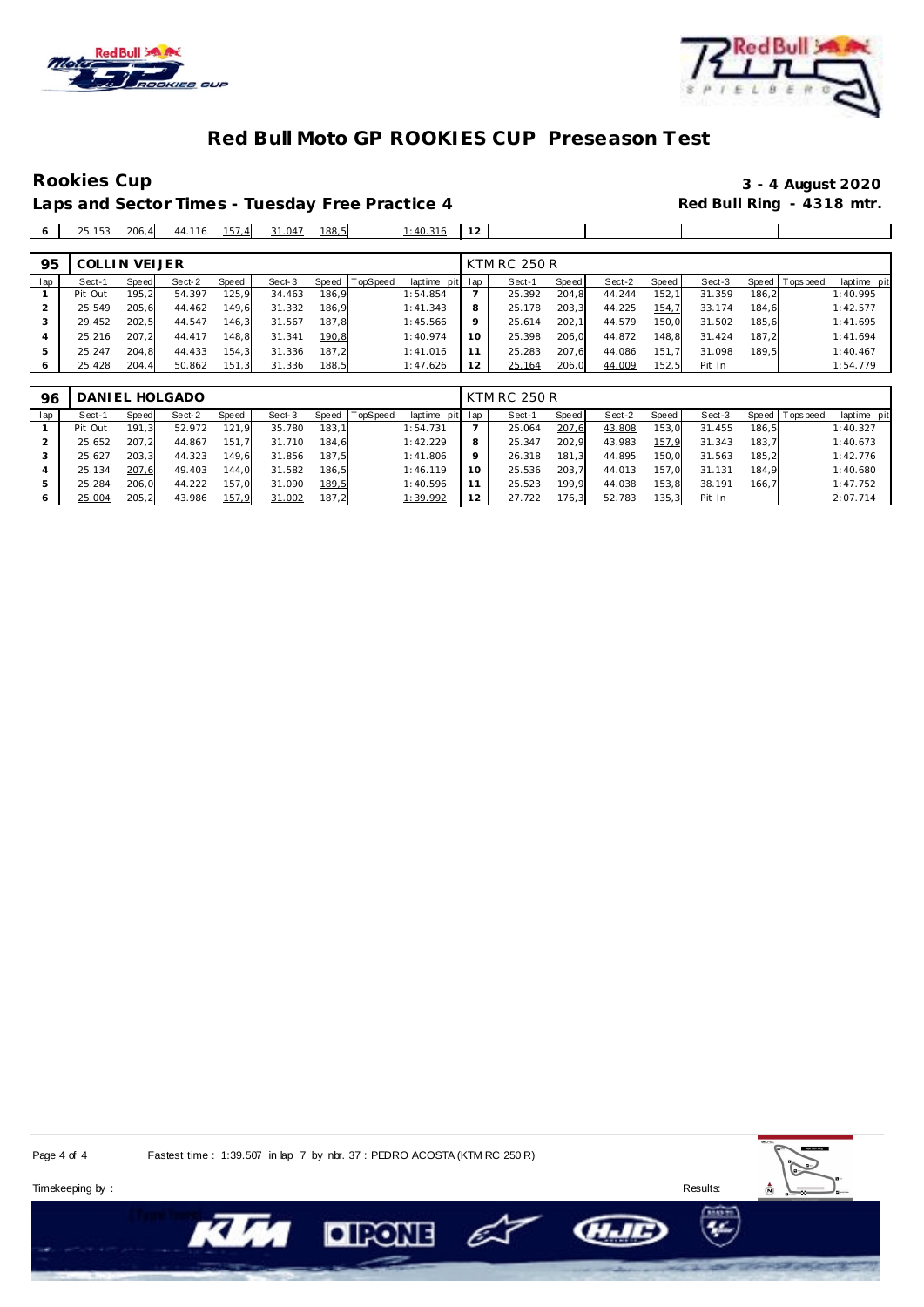# Red Bull Moto GP ROOKIES CUP Preseason Test

## Rookies Cup

**3 - 4 August 2020**

**Laps and Sector Times - Tuesday Free Practice 4**

**Red Bull Ring - 4318 mtr.**

| 6 | 25.153 | 206,4 | 44.116 | 157,4 | 31.047 | 188,5 | | 1:40.316 | 12 | | | | | | | | |
|---|---|---|---|---|---|---|---|---|---|---|---|---|---|---|---|---|---|

| 95 | COLLIN VEIJER | | | | | | | | KTM RC 250 R | | | | | | | | |
|---|---|---|---|---|---|---|---|---|---|---|---|---|---|---|---|---|---|
| lap | Sect-1 | Speed | Sect-2 | Speed | Sect-3 | Speed | TopSpeed | laptime pit | lap | Sect-1 | Speed | Sect-2 | Speed | Sect-3 | Speed | Topspeed | laptime pit |
| 1 | Pit Out | 195,2 | 54.397 | 125,9 | 34.463 | 186,9 | | 1:54.854 | 7 | 25.392 | 204,8 | 44.244 | 152,1 | 31.359 | 186,2 | | 1:40.995 |
| 2 | 25.549 | 205,6 | 44.462 | 149,6 | 31.332 | 186,9 | | 1:41.343 | 8 | 25.178 | 203,3 | 44.225 | 154,7 | 33.174 | 184,6 | | 1:42.577 |
| 3 | 29.452 | 202,5 | 44.547 | 146,3 | 31.567 | 187,8 | | 1:45.566 | 9 | 25.614 | 202,1 | 44.579 | 150,0 | 31.502 | 185,6 | | 1:41.695 |
| 4 | 25.216 | 207,2 | 44.417 | 148,8 | 31.341 | 190,8 | | 1:40.974 | 10 | 25.398 | 206,0 | 44.872 | 148,8 | 31.424 | 187,2 | | 1:41.694 |
| 5 | 25.247 | 204,8 | 44.433 | 154,3 | 31.336 | 187,2 | | 1:41.016 | 11 | 25.283 | 207,6 | 44.086 | 151,7 | 31.098 | 189,5 | | 1:40.467 |
| 6 | 25.428 | 204,4 | 50.862 | 151,3 | 31.336 | 188,5 | | 1:47.626 | 12 | 25.164 | 206,0 | 44.009 | 152,5 | Pit In | | | 1:54.779 |

| 96 | DANIEL HOLGADO | | | | | | | | KTM RC 250 R | | | | | | | | |
|---|---|---|---|---|---|---|---|---|---|---|---|---|---|---|---|---|---|
| lap | Sect-1 | Speed | Sect-2 | Speed | Sect-3 | Speed | TopSpeed | laptime pit | lap | Sect-1 | Speed | Sect-2 | Speed | Sect-3 | Speed | Topspeed | laptime pit |
| 1 | Pit Out | 191,3 | 52.972 | 121,9 | 35.780 | 183,1 | | 1:54.731 | 7 | 25.064 | 207,6 | 43.808 | 153,0 | 31.455 | 186,5 | | 1:40.327 |
| 2 | 25.652 | 207,2 | 44.867 | 151,7 | 31.710 | 184,6 | | 1:42.229 | 8 | 25.347 | 202,9 | 43.983 | 157,9 | 31.343 | 183,7 | | 1:40.673 |
| 3 | 25.627 | 203,3 | 44.323 | 149,6 | 31.856 | 187,5 | | 1:41.806 | 9 | 26.318 | 181,3 | 44.895 | 150,0 | 31.563 | 185,2 | | 1:42.776 |
| 4 | 25.134 | 207,6 | 49.403 | 144,0 | 31.582 | 186,5 | | 1:46.119 | 10 | 25.536 | 203,7 | 44.013 | 157,0 | 31.131 | 184,9 | | 1:40.680 |
| 5 | 25.284 | 206,0 | 44.222 | 157,0 | 31.090 | 189,5 | | 1:40.596 | 11 | 25.523 | 199,9 | 44.038 | 153,8 | 38.191 | 166,7 | | 1:47.752 |
| 6 | 25.004 | 205,2 | 43.986 | 157,9 | 31.002 | 187,2 | | 1:39.992 | 12 | 27.722 | 176,3 | 52.783 | 135,3 | Pit In | | | 2:07.714 |

Fastest time : 1:39.507 in lap 7 by nbr. 37 : PEDRO ACOSTA (KTM RC 250 R)

Timekeeping by : Results: